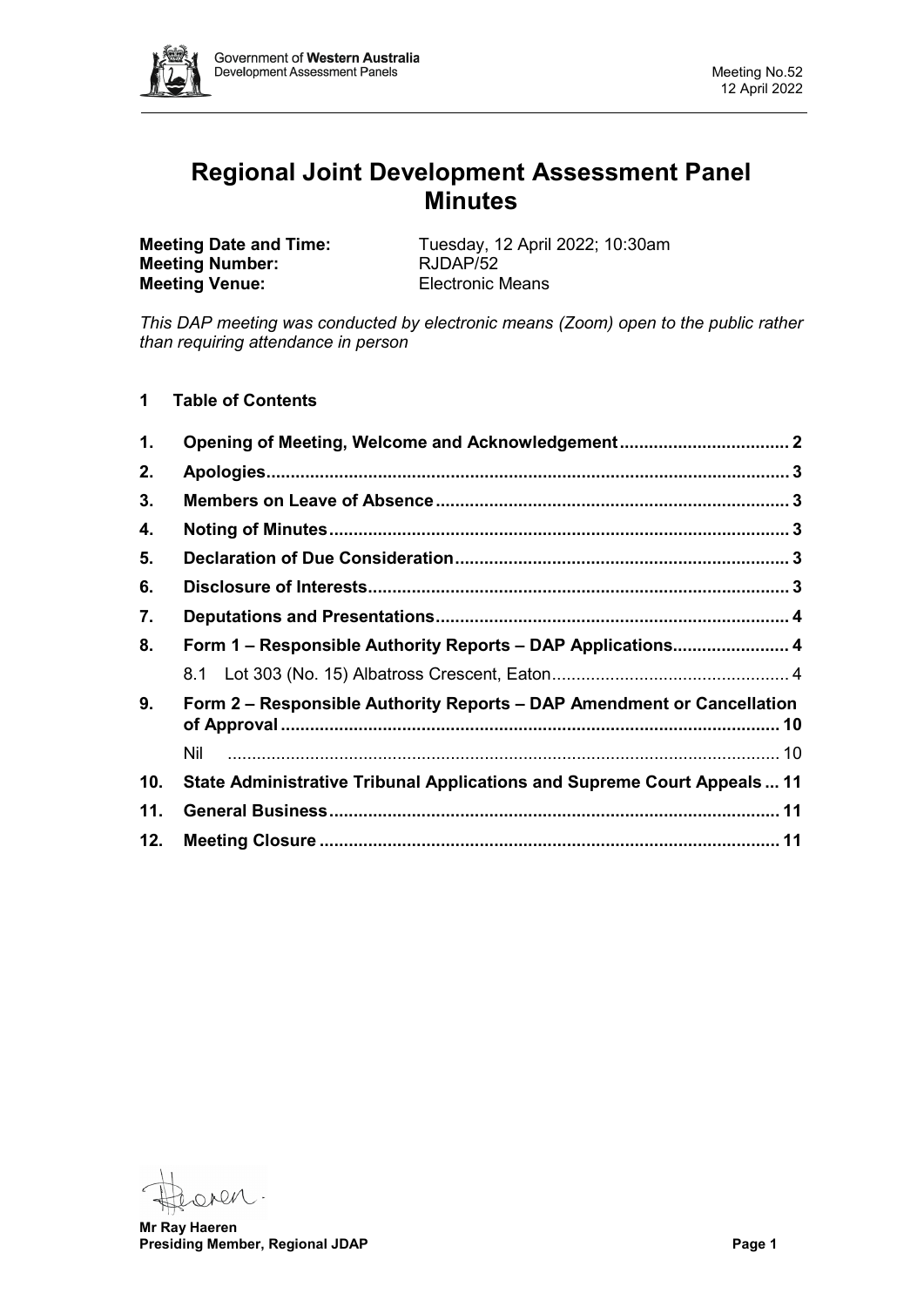# Regional Joint Development Assessment Panel Minutes

**Meeting Date and Time:** Tuesday, 12 April 2022; 10:30am
**Meeting Number:** RJDAP/52
**Meeting Venue:** Electronic Means

*This DAP meeting was conducted by electronic means (Zoom) open to the public rather than requiring attendance in person*

## 1 Table of Contents

1. **Opening of Meeting, Welcome and Acknowledgement** .................. 2
2. **Apologies** .................. 3
3. **Members on Leave of Absence** .................. 3
4. **Noting of Minutes** .................. 3
5. **Declaration of Due Consideration** .................. 3
6. **Disclosure of Interests** .................. 3
7. **Deputations and Presentations** .................. 4
8. **Form 1 – Responsible Authority Reports – DAP Applications** .................. 4
   - 8.1 Lot 303 (No. 15) Albatross Crescent, Eaton .................. 4
9. **Form 2 – Responsible Authority Reports – DAP Amendment or Cancellation of Approval** .................. 10
   - Nil .................. 10
10. **State Administrative Tribunal Applications and Supreme Court Appeals** ... 11
11. **General Business** .................. 11
12. **Meeting Closure** .................. 11

**Mr Ray Haeren**
**Presiding Member, Regional JDAP**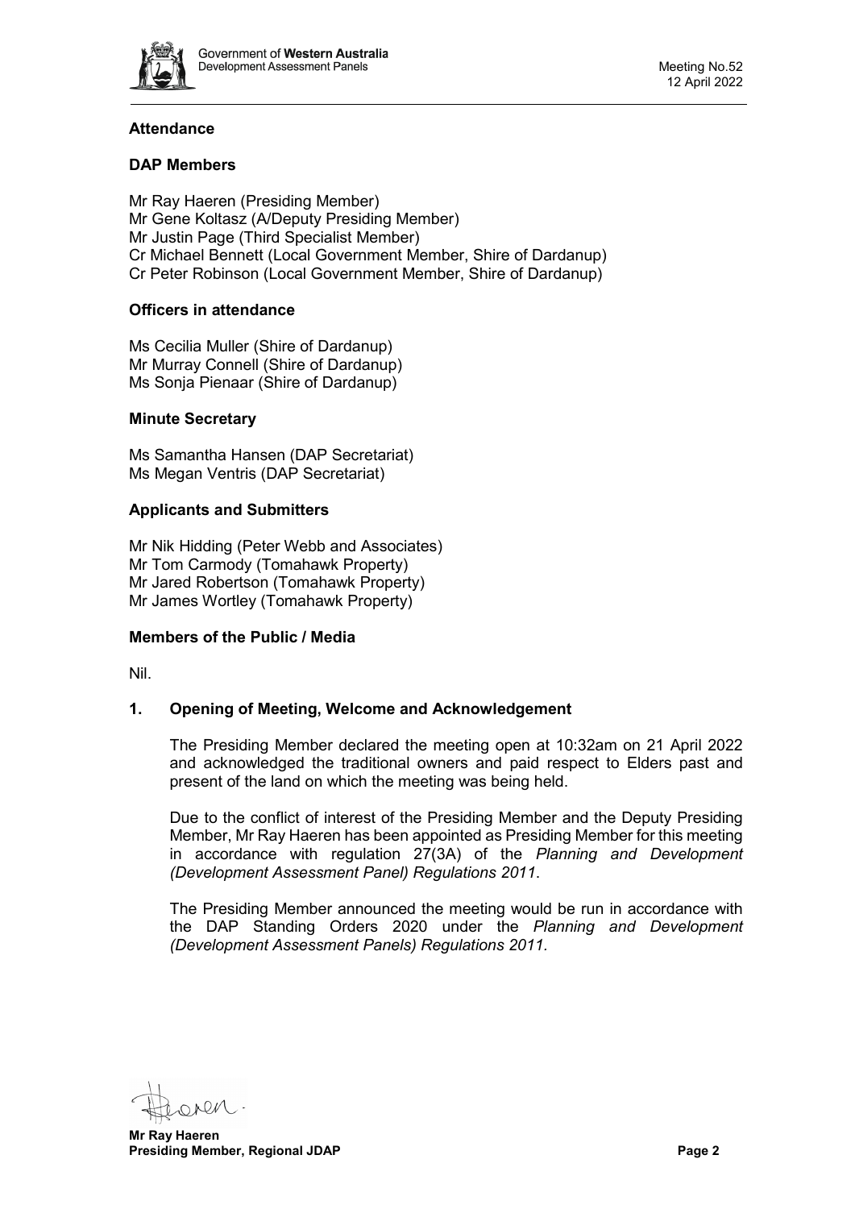## Attendance

### DAP Members

Mr Ray Haeren (Presiding Member)
Mr Gene Koltasz (A/Deputy Presiding Member)
Mr Justin Page (Third Specialist Member)
Cr Michael Bennett (Local Government Member, Shire of Dardanup)
Cr Peter Robinson (Local Government Member, Shire of Dardanup)

### Officers in attendance

Ms Cecilia Muller (Shire of Dardanup)
Mr Murray Connell (Shire of Dardanup)
Ms Sonja Pienaar (Shire of Dardanup)

### Minute Secretary

Ms Samantha Hansen (DAP Secretariat)
Ms Megan Ventris (DAP Secretariat)

### Applicants and Submitters

Mr Nik Hidding (Peter Webb and Associates)
Mr Tom Carmody (Tomahawk Property)
Mr Jared Robertson (Tomahawk Property)
Mr James Wortley (Tomahawk Property)

### Members of the Public / Media

Nil.

## 1. Opening of Meeting, Welcome and Acknowledgement

The Presiding Member declared the meeting open at 10:32am on 21 April 2022 and acknowledged the traditional owners and paid respect to Elders past and present of the land on which the meeting was being held.

Due to the conflict of interest of the Presiding Member and the Deputy Presiding Member, Mr Ray Haeren has been appointed as Presiding Member for this meeting in accordance with regulation 27(3A) of the *Planning and Development (Development Assessment Panel) Regulations 2011*.

The Presiding Member announced the meeting would be run in accordance with the DAP Standing Orders 2020 under the *Planning and Development (Development Assessment Panels) Regulations 2011.*

**Mr Ray Haeren**
**Presiding Member, Regional JDAP**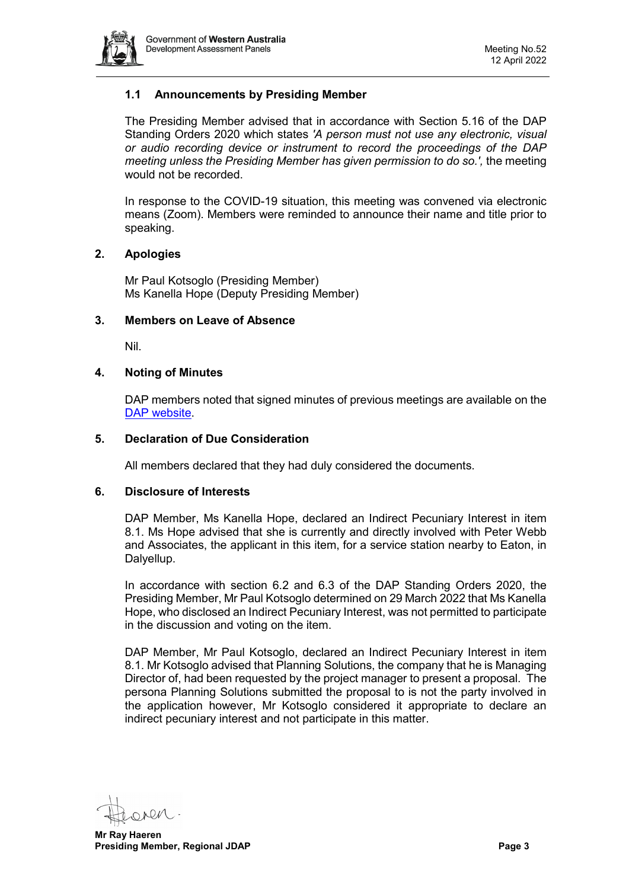### 1.1 Announcements by Presiding Member

The Presiding Member advised that in accordance with Section 5.16 of the DAP Standing Orders 2020 which states *'A person must not use any electronic, visual or audio recording device or instrument to record the proceedings of the DAP meeting unless the Presiding Member has given permission to do so.',* the meeting would not be recorded.

In response to the COVID-19 situation, this meeting was convened via electronic means (Zoom). Members were reminded to announce their name and title prior to speaking.

## 2. Apologies

Mr Paul Kotsoglo (Presiding Member)
Ms Kanella Hope (Deputy Presiding Member)

## 3. Members on Leave of Absence

Nil.

## 4. Noting of Minutes

DAP members noted that signed minutes of previous meetings are available on the DAP website.

## 5. Declaration of Due Consideration

All members declared that they had duly considered the documents.

## 6. Disclosure of Interests

DAP Member, Ms Kanella Hope, declared an Indirect Pecuniary Interest in item 8.1. Ms Hope advised that she is currently and directly involved with Peter Webb and Associates, the applicant in this item, for a service station nearby to Eaton, in Dalyellup.

In accordance with section 6.2 and 6.3 of the DAP Standing Orders 2020, the Presiding Member, Mr Paul Kotsoglo determined on 29 March 2022 that Ms Kanella Hope, who disclosed an Indirect Pecuniary Interest, was not permitted to participate in the discussion and voting on the item.

DAP Member, Mr Paul Kotsoglo, declared an Indirect Pecuniary Interest in item 8.1. Mr Kotsoglo advised that Planning Solutions, the company that he is Managing Director of, had been requested by the project manager to present a proposal. The persona Planning Solutions submitted the proposal to is not the party involved in the application however, Mr Kotsoglo considered it appropriate to declare an indirect pecuniary interest and not participate in this matter.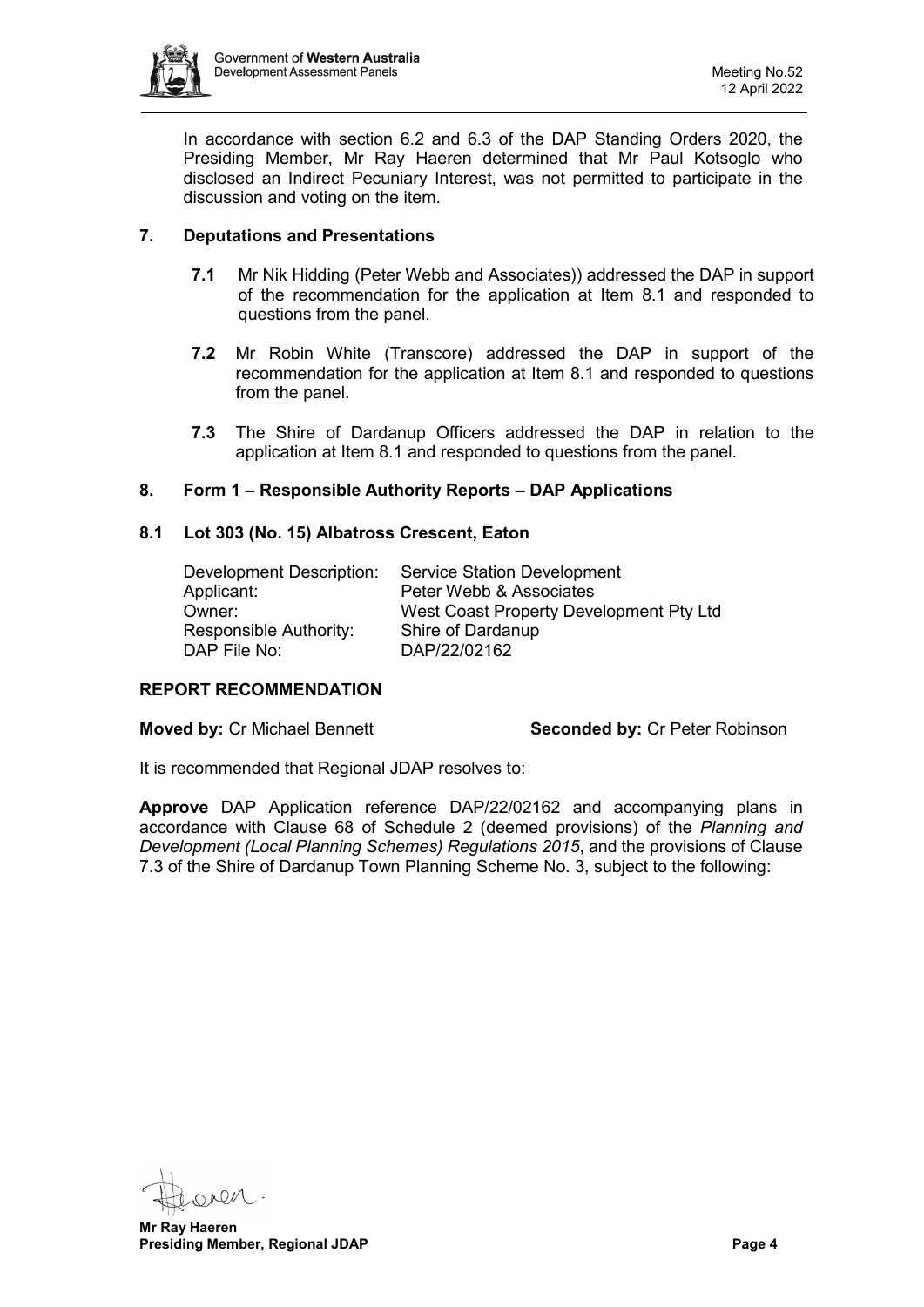In accordance with section 6.2 and 6.3 of the DAP Standing Orders 2020, the Presiding Member, Mr Ray Haeren determined that Mr Paul Kotsoglo who disclosed an Indirect Pecuniary Interest, was not permitted to participate in the discussion and voting on the item.

## 7. Deputations and Presentations

**7.1** Mr Nik Hidding (Peter Webb and Associates)) addressed the DAP in support of the recommendation for the application at Item 8.1 and responded to questions from the panel.

**7.2** Mr Robin White (Transcore) addressed the DAP in support of the recommendation for the application at Item 8.1 and responded to questions from the panel.

**7.3** The Shire of Dardanup Officers addressed the DAP in relation to the application at Item 8.1 and responded to questions from the panel.

## 8. Form 1 – Responsible Authority Reports – DAP Applications

### 8.1 Lot 303 (No. 15) Albatross Crescent, Eaton

| | |
|---|---|
| Development Description: | Service Station Development |
| Applicant: | Peter Webb & Associates |
| Owner: | West Coast Property Development Pty Ltd |
| Responsible Authority: | Shire of Dardanup |
| DAP File No: | DAP/22/02162 |

**REPORT RECOMMENDATION**

**Moved by:** Cr Michael Bennett **Seconded by:** Cr Peter Robinson

It is recommended that Regional JDAP resolves to:

**Approve** DAP Application reference DAP/22/02162 and accompanying plans in accordance with Clause 68 of Schedule 2 (deemed provisions) of the *Planning and Development (Local Planning Schemes) Regulations 2015*, and the provisions of Clause 7.3 of the Shire of Dardanup Town Planning Scheme No. 3, subject to the following:

**Mr Ray Haeren**
**Presiding Member, Regional JDAP**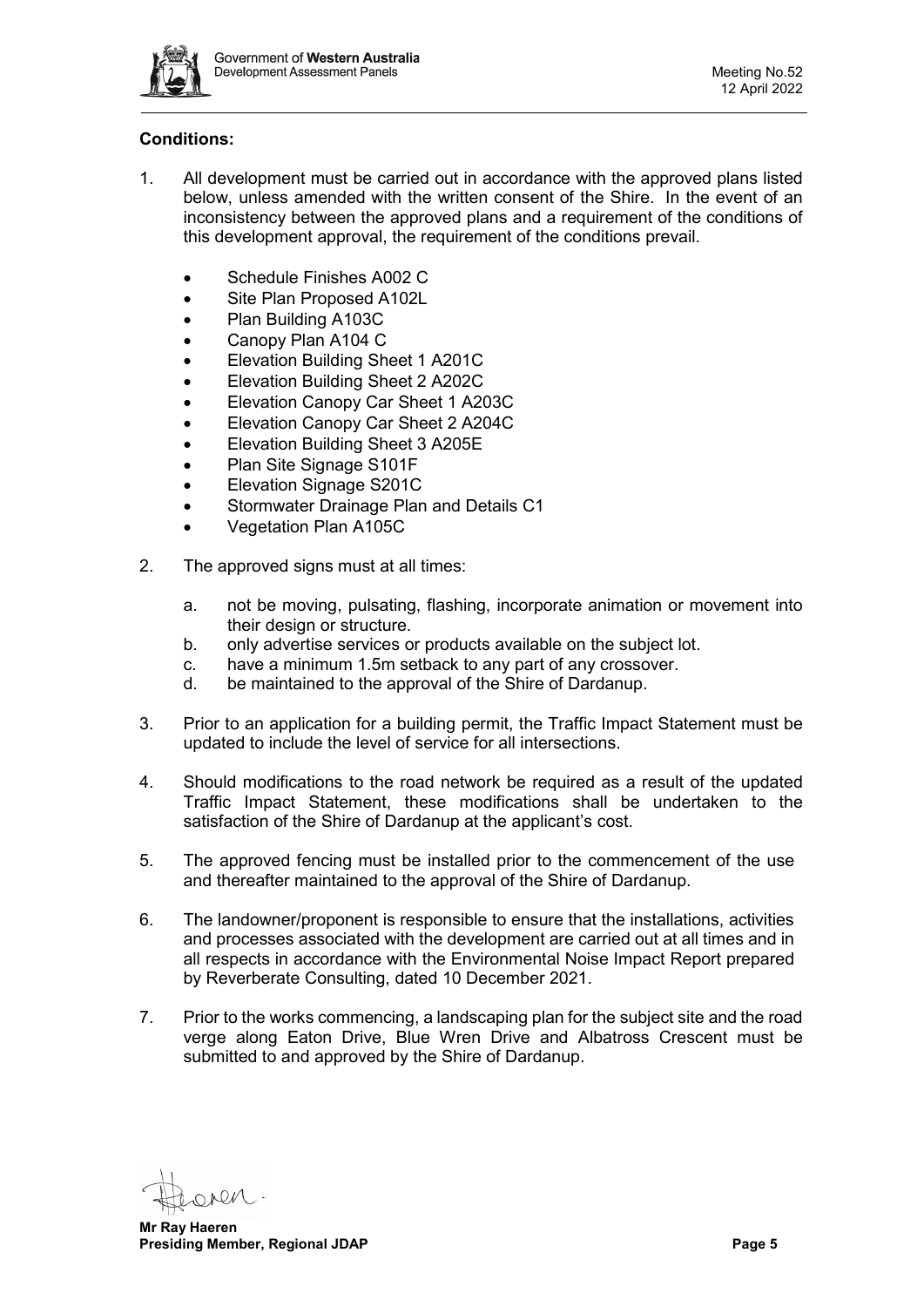**Conditions:**

1. All development must be carried out in accordance with the approved plans listed below, unless amended with the written consent of the Shire. In the event of an inconsistency between the approved plans and a requirement of the conditions of this development approval, the requirement of the conditions prevail.

   - Schedule Finishes A002 C
   - Site Plan Proposed A102L
   - Plan Building A103C
   - Canopy Plan A104 C
   - Elevation Building Sheet 1 A201C
   - Elevation Building Sheet 2 A202C
   - Elevation Canopy Car Sheet 1 A203C
   - Elevation Canopy Car Sheet 2 A204C
   - Elevation Building Sheet 3 A205E
   - Plan Site Signage S101F
   - Elevation Signage S201C
   - Stormwater Drainage Plan and Details C1
   - Vegetation Plan A105C

2. The approved signs must at all times:

   a. not be moving, pulsating, flashing, incorporate animation or movement into their design or structure.
   b. only advertise services or products available on the subject lot.
   c. have a minimum 1.5m setback to any part of any crossover.
   d. be maintained to the approval of the Shire of Dardanup.

3. Prior to an application for a building permit, the Traffic Impact Statement must be updated to include the level of service for all intersections.

4. Should modifications to the road network be required as a result of the updated Traffic Impact Statement, these modifications shall be undertaken to the satisfaction of the Shire of Dardanup at the applicant's cost.

5. The approved fencing must be installed prior to the commencement of the use and thereafter maintained to the approval of the Shire of Dardanup.

6. The landowner/proponent is responsible to ensure that the installations, activities and processes associated with the development are carried out at all times and in all respects in accordance with the Environmental Noise Impact Report prepared by Reverberate Consulting, dated 10 December 2021.

7. Prior to the works commencing, a landscaping plan for the subject site and the road verge along Eaton Drive, Blue Wren Drive and Albatross Crescent must be submitted to and approved by the Shire of Dardanup.

**Mr Ray Haeren**
**Presiding Member, Regional JDAP**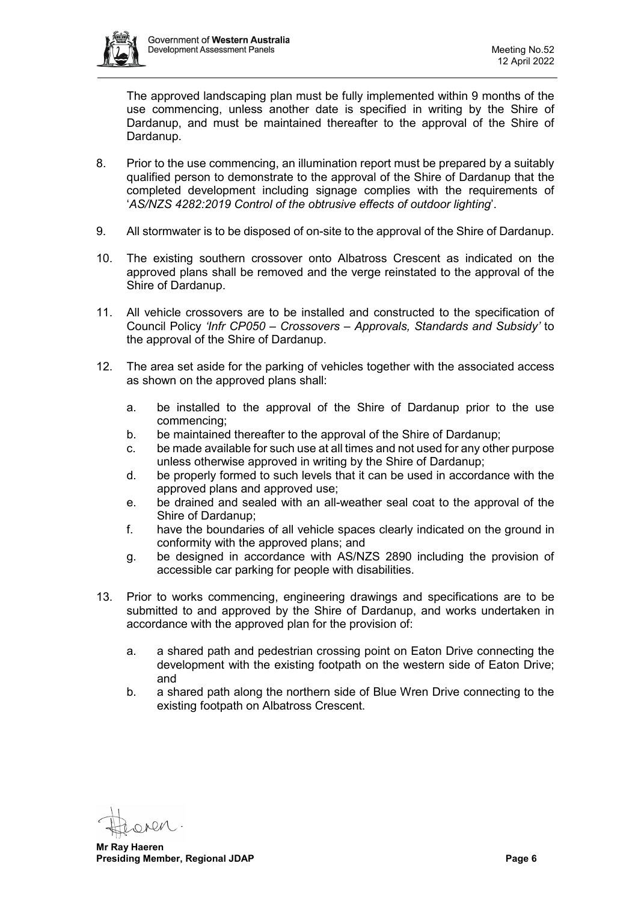The approved landscaping plan must be fully implemented within 9 months of the use commencing, unless another date is specified in writing by the Shire of Dardanup, and must be maintained thereafter to the approval of the Shire of Dardanup.

8. Prior to the use commencing, an illumination report must be prepared by a suitably qualified person to demonstrate to the approval of the Shire of Dardanup that the completed development including signage complies with the requirements of '*AS/NZS 4282:2019 Control of the obtrusive effects of outdoor lighting*'.

9. All stormwater is to be disposed of on-site to the approval of the Shire of Dardanup.

10. The existing southern crossover onto Albatross Crescent as indicated on the approved plans shall be removed and the verge reinstated to the approval of the Shire of Dardanup.

11. All vehicle crossovers are to be installed and constructed to the specification of Council Policy *'Infr CP050 – Crossovers – Approvals, Standards and Subsidy'* to the approval of the Shire of Dardanup.

12. The area set aside for the parking of vehicles together with the associated access as shown on the approved plans shall:

    a. be installed to the approval of the Shire of Dardanup prior to the use commencing;
    b. be maintained thereafter to the approval of the Shire of Dardanup;
    c. be made available for such use at all times and not used for any other purpose unless otherwise approved in writing by the Shire of Dardanup;
    d. be properly formed to such levels that it can be used in accordance with the approved plans and approved use;
    e. be drained and sealed with an all-weather seal coat to the approval of the Shire of Dardanup;
    f. have the boundaries of all vehicle spaces clearly indicated on the ground in conformity with the approved plans; and
    g. be designed in accordance with AS/NZS 2890 including the provision of accessible car parking for people with disabilities.

13. Prior to works commencing, engineering drawings and specifications are to be submitted to and approved by the Shire of Dardanup, and works undertaken in accordance with the approved plan for the provision of:

    a. a shared path and pedestrian crossing point on Eaton Drive connecting the development with the existing footpath on the western side of Eaton Drive; and
    b. a shared path along the northern side of Blue Wren Drive connecting to the existing footpath on Albatross Crescent.

**Mr Ray Haeren**
**Presiding Member, Regional JDAP**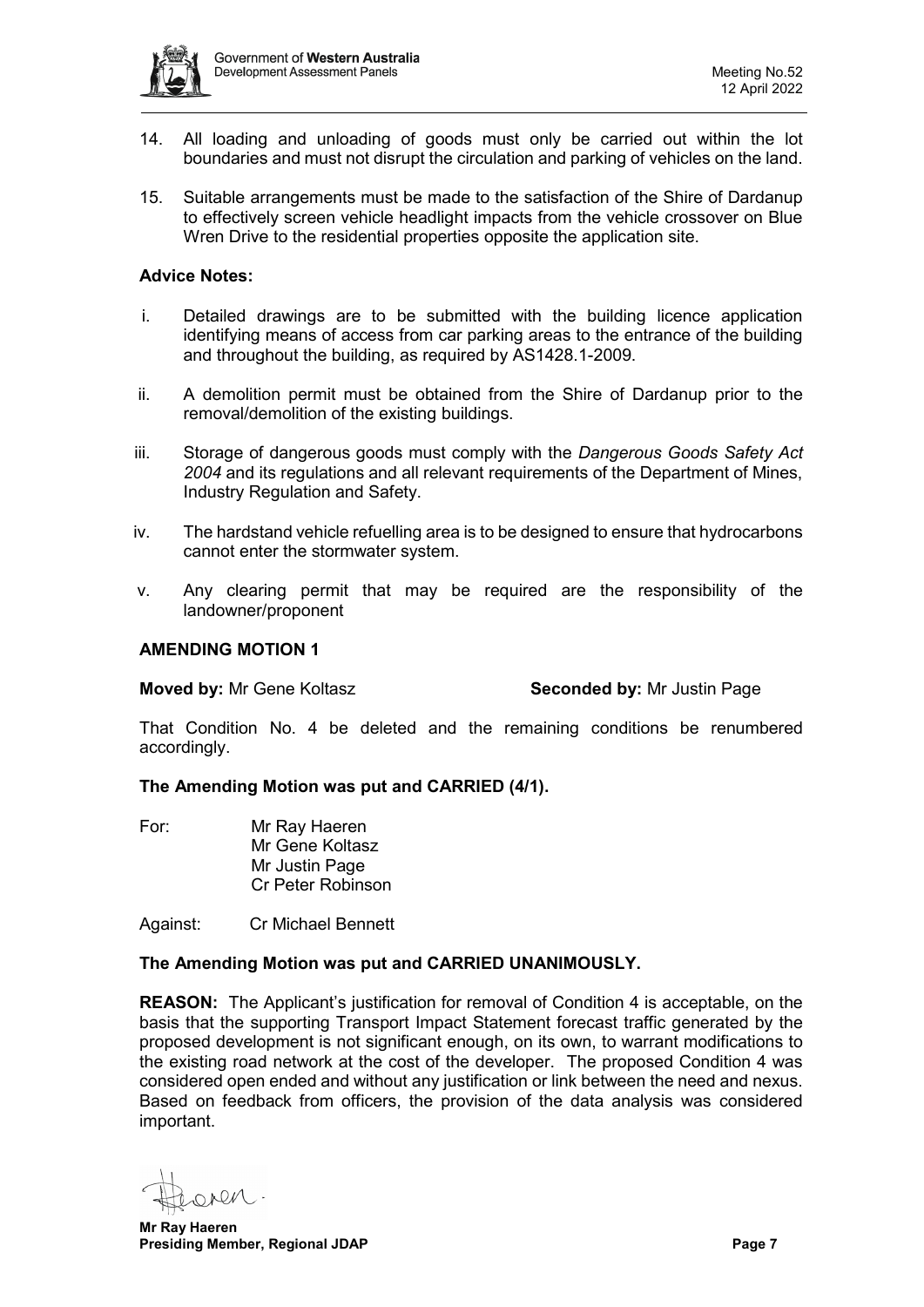14. All loading and unloading of goods must only be carried out within the lot boundaries and must not disrupt the circulation and parking of vehicles on the land.

15. Suitable arrangements must be made to the satisfaction of the Shire of Dardanup to effectively screen vehicle headlight impacts from the vehicle crossover on Blue Wren Drive to the residential properties opposite the application site.

**Advice Notes:**

i. Detailed drawings are to be submitted with the building licence application identifying means of access from car parking areas to the entrance of the building and throughout the building, as required by AS1428.1-2009.

ii. A demolition permit must be obtained from the Shire of Dardanup prior to the removal/demolition of the existing buildings.

iii. Storage of dangerous goods must comply with the *Dangerous Goods Safety Act 2004* and its regulations and all relevant requirements of the Department of Mines, Industry Regulation and Safety.

iv. The hardstand vehicle refuelling area is to be designed to ensure that hydrocarbons cannot enter the stormwater system.

v. Any clearing permit that may be required are the responsibility of the landowner/proponent

**AMENDING MOTION 1**

**Moved by:** Mr Gene Koltasz **Seconded by:** Mr Justin Page

That Condition No. 4 be deleted and the remaining conditions be renumbered accordingly.

**The Amending Motion was put and CARRIED (4/1).**

For: Mr Ray Haeren
Mr Gene Koltasz
Mr Justin Page
Cr Peter Robinson

Against: Cr Michael Bennett

**The Amending Motion was put and CARRIED UNANIMOUSLY.**

**REASON:** The Applicant's justification for removal of Condition 4 is acceptable, on the basis that the supporting Transport Impact Statement forecast traffic generated by the proposed development is not significant enough, on its own, to warrant modifications to the existing road network at the cost of the developer. The proposed Condition 4 was considered open ended and without any justification or link between the need and nexus. Based on feedback from officers, the provision of the data analysis was considered important.

**Mr Ray Haeren**
**Presiding Member, Regional JDAP**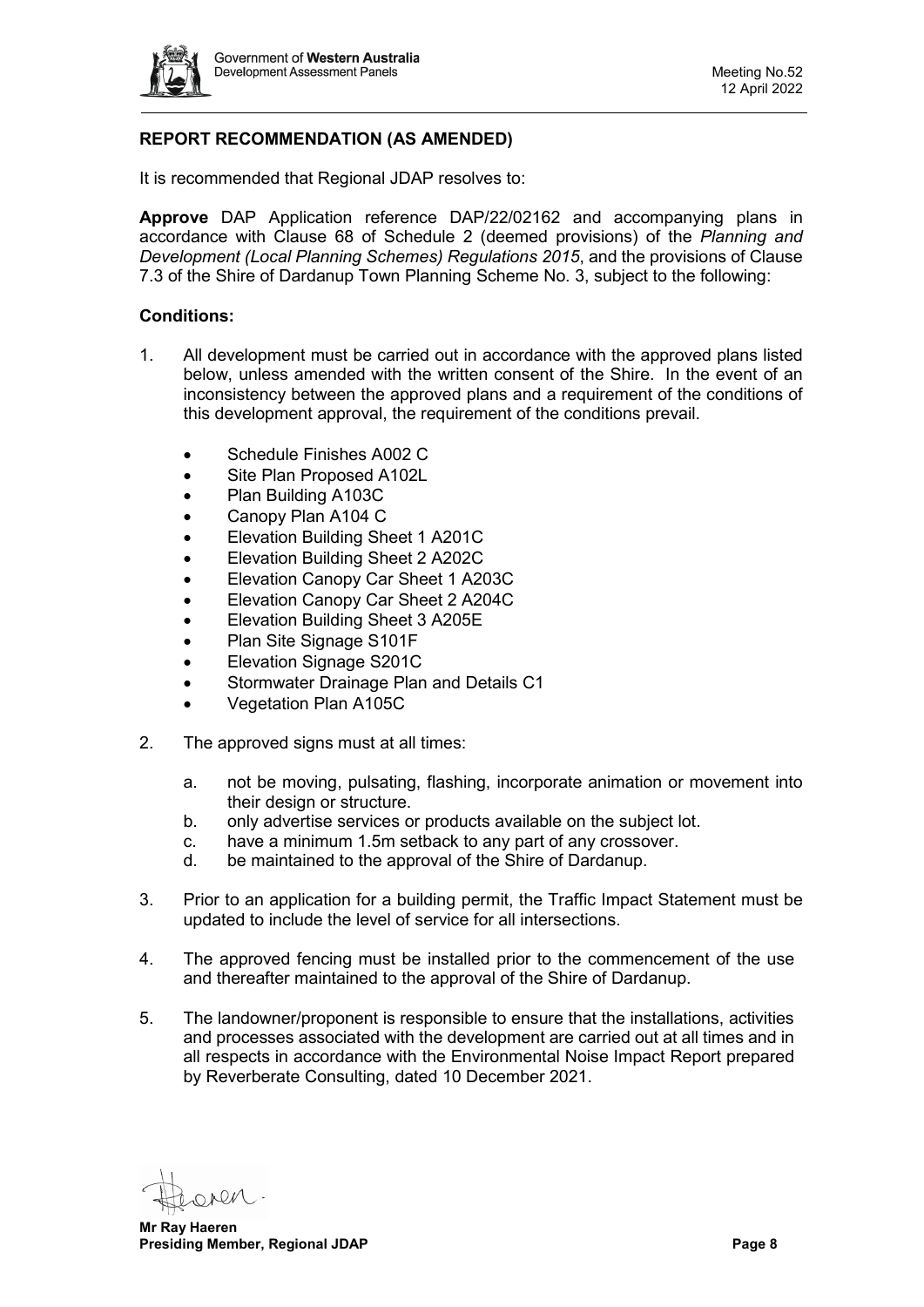## REPORT RECOMMENDATION (AS AMENDED)

It is recommended that Regional JDAP resolves to:

**Approve** DAP Application reference DAP/22/02162 and accompanying plans in accordance with Clause 68 of Schedule 2 (deemed provisions) of the *Planning and Development (Local Planning Schemes) Regulations 2015*, and the provisions of Clause 7.3 of the Shire of Dardanup Town Planning Scheme No. 3, subject to the following:

**Conditions:**

1. All development must be carried out in accordance with the approved plans listed below, unless amended with the written consent of the Shire. In the event of an inconsistency between the approved plans and a requirement of the conditions of this development approval, the requirement of the conditions prevail.

   - Schedule Finishes A002 C
   - Site Plan Proposed A102L
   - Plan Building A103C
   - Canopy Plan A104 C
   - Elevation Building Sheet 1 A201C
   - Elevation Building Sheet 2 A202C
   - Elevation Canopy Car Sheet 1 A203C
   - Elevation Canopy Car Sheet 2 A204C
   - Elevation Building Sheet 3 A205E
   - Plan Site Signage S101F
   - Elevation Signage S201C
   - Stormwater Drainage Plan and Details C1
   - Vegetation Plan A105C

2. The approved signs must at all times:

   a. not be moving, pulsating, flashing, incorporate animation or movement into their design or structure.
   b. only advertise services or products available on the subject lot.
   c. have a minimum 1.5m setback to any part of any crossover.
   d. be maintained to the approval of the Shire of Dardanup.

3. Prior to an application for a building permit, the Traffic Impact Statement must be updated to include the level of service for all intersections.

4. The approved fencing must be installed prior to the commencement of the use and thereafter maintained to the approval of the Shire of Dardanup.

5. The landowner/proponent is responsible to ensure that the installations, activities and processes associated with the development are carried out at all times and in all respects in accordance with the Environmental Noise Impact Report prepared by Reverberate Consulting, dated 10 December 2021.

**Mr Ray Haeren**
**Presiding Member, Regional JDAP**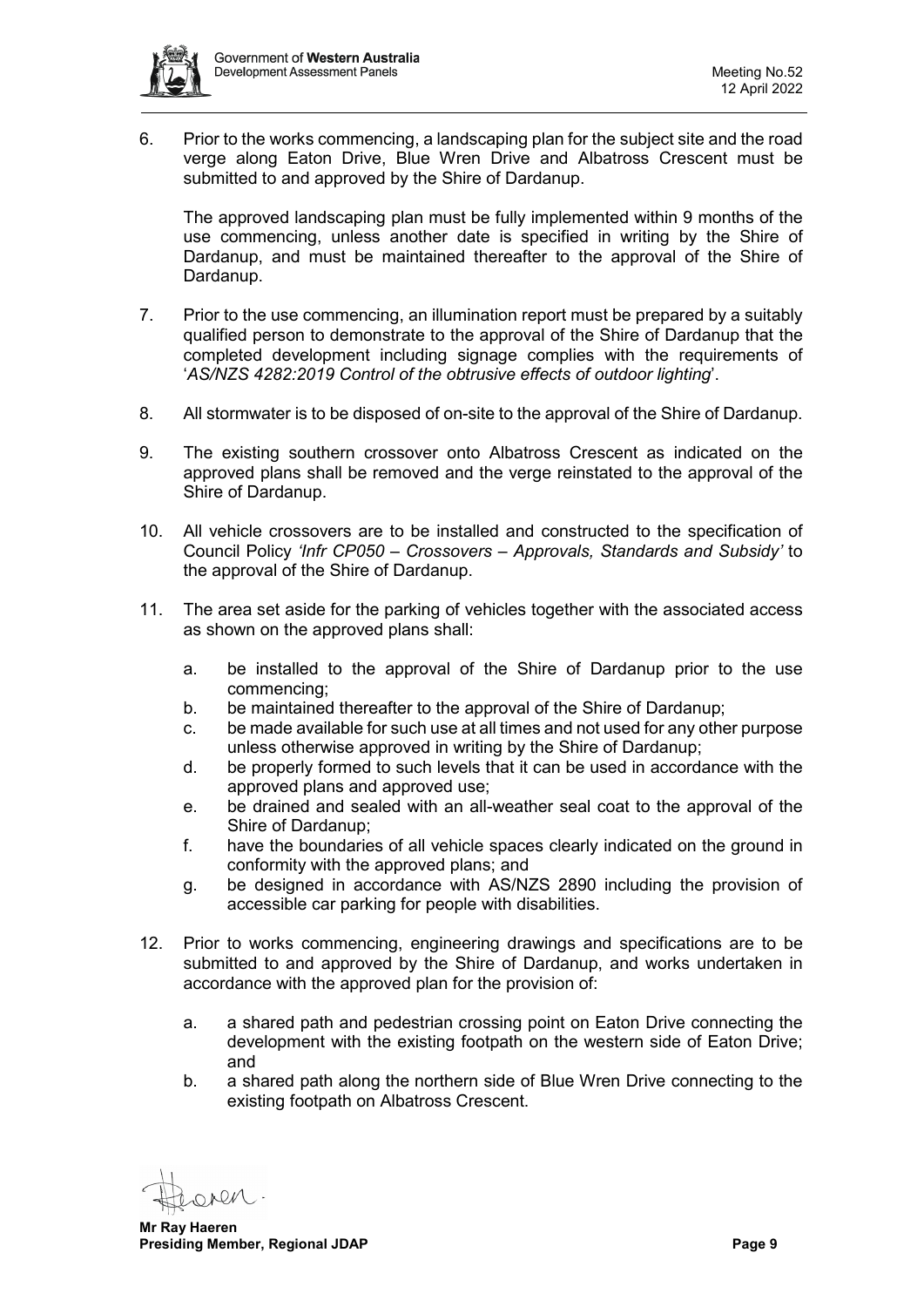6. Prior to the works commencing, a landscaping plan for the subject site and the road verge along Eaton Drive, Blue Wren Drive and Albatross Crescent must be submitted to and approved by the Shire of Dardanup.

   The approved landscaping plan must be fully implemented within 9 months of the use commencing, unless another date is specified in writing by the Shire of Dardanup, and must be maintained thereafter to the approval of the Shire of Dardanup.

7. Prior to the use commencing, an illumination report must be prepared by a suitably qualified person to demonstrate to the approval of the Shire of Dardanup that the completed development including signage complies with the requirements of '*AS/NZS 4282:2019 Control of the obtrusive effects of outdoor lighting*'.

8. All stormwater is to be disposed of on-site to the approval of the Shire of Dardanup.

9. The existing southern crossover onto Albatross Crescent as indicated on the approved plans shall be removed and the verge reinstated to the approval of the Shire of Dardanup.

10. All vehicle crossovers are to be installed and constructed to the specification of Council Policy *'Infr CP050 – Crossovers – Approvals, Standards and Subsidy'* to the approval of the Shire of Dardanup.

11. The area set aside for the parking of vehicles together with the associated access as shown on the approved plans shall:

    a. be installed to the approval of the Shire of Dardanup prior to the use commencing;
    b. be maintained thereafter to the approval of the Shire of Dardanup;
    c. be made available for such use at all times and not used for any other purpose unless otherwise approved in writing by the Shire of Dardanup;
    d. be properly formed to such levels that it can be used in accordance with the approved plans and approved use;
    e. be drained and sealed with an all-weather seal coat to the approval of the Shire of Dardanup;
    f. have the boundaries of all vehicle spaces clearly indicated on the ground in conformity with the approved plans; and
    g. be designed in accordance with AS/NZS 2890 including the provision of accessible car parking for people with disabilities.

12. Prior to works commencing, engineering drawings and specifications are to be submitted to and approved by the Shire of Dardanup, and works undertaken in accordance with the approved plan for the provision of:

    a. a shared path and pedestrian crossing point on Eaton Drive connecting the development with the existing footpath on the western side of Eaton Drive; and
    b. a shared path along the northern side of Blue Wren Drive connecting to the existing footpath on Albatross Crescent.

**Mr Ray Haeren**
**Presiding Member, Regional JDAP**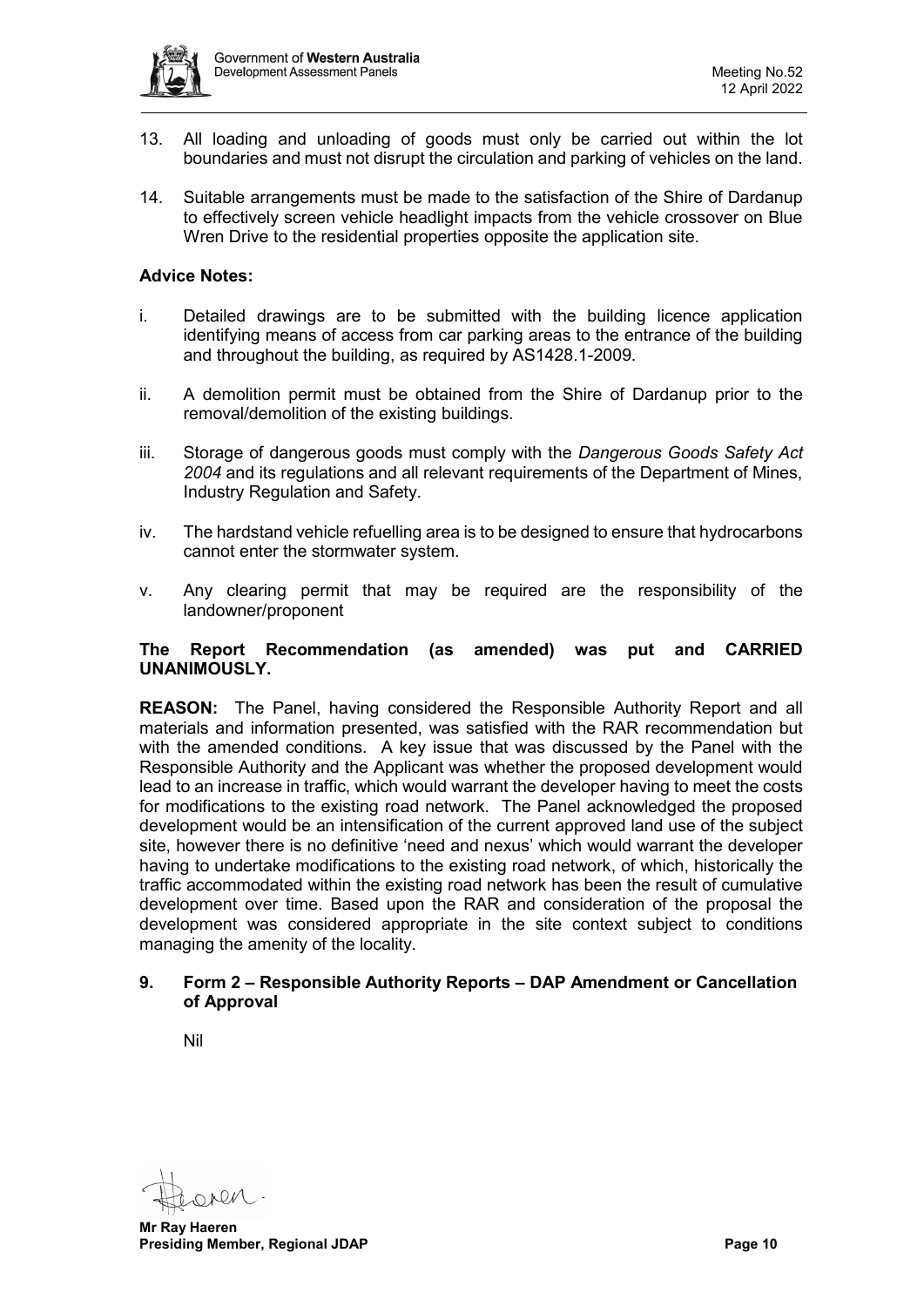13. All loading and unloading of goods must only be carried out within the lot boundaries and must not disrupt the circulation and parking of vehicles on the land.

14. Suitable arrangements must be made to the satisfaction of the Shire of Dardanup to effectively screen vehicle headlight impacts from the vehicle crossover on Blue Wren Drive to the residential properties opposite the application site.

**Advice Notes:**

i. Detailed drawings are to be submitted with the building licence application identifying means of access from car parking areas to the entrance of the building and throughout the building, as required by AS1428.1-2009.

ii. A demolition permit must be obtained from the Shire of Dardanup prior to the removal/demolition of the existing buildings.

iii. Storage of dangerous goods must comply with the *Dangerous Goods Safety Act 2004* and its regulations and all relevant requirements of the Department of Mines, Industry Regulation and Safety.

iv. The hardstand vehicle refuelling area is to be designed to ensure that hydrocarbons cannot enter the stormwater system.

v. Any clearing permit that may be required are the responsibility of the landowner/proponent

**The Report Recommendation (as amended) was put and CARRIED UNANIMOUSLY.**

**REASON:** The Panel, having considered the Responsible Authority Report and all materials and information presented, was satisfied with the RAR recommendation but with the amended conditions. A key issue that was discussed by the Panel with the Responsible Authority and the Applicant was whether the proposed development would lead to an increase in traffic, which would warrant the developer having to meet the costs for modifications to the existing road network. The Panel acknowledged the proposed development would be an intensification of the current approved land use of the subject site, however there is no definitive 'need and nexus' which would warrant the developer having to undertake modifications to the existing road network, of which, historically the traffic accommodated within the existing road network has been the result of cumulative development over time. Based upon the RAR and consideration of the proposal the development was considered appropriate in the site context subject to conditions managing the amenity of the locality.

## 9. Form 2 – Responsible Authority Reports – DAP Amendment or Cancellation of Approval

Nil

**Mr Ray Haeren**
**Presiding Member, Regional JDAP**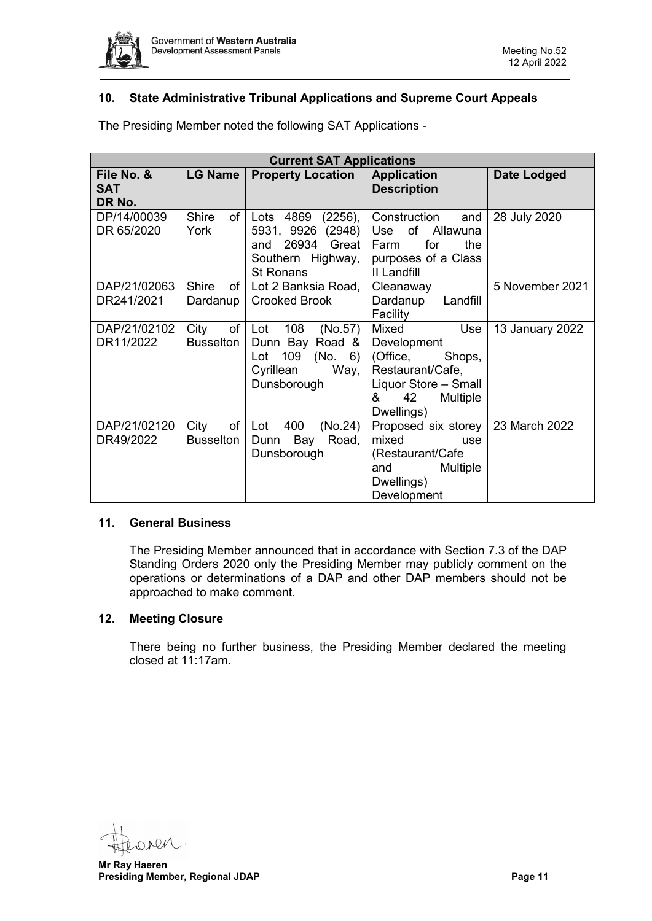## 10. State Administrative Tribunal Applications and Supreme Court Appeals

The Presiding Member noted the following SAT Applications -

| Current SAT Applications | | | | |
|---|---|---|---|---|
| **File No. & SAT DR No.** | **LG Name** | **Property Location** | **Application Description** | **Date Lodged** |
| DP/14/00039 DR 65/2020 | Shire of York | Lots 4869 (2256), 5931, 9926 (2948) and 26934 Great Southern Highway, St Ronans | Construction and Use of Allawuna Farm for the purposes of a Class II Landfill | 28 July 2020 |
| DAP/21/02063 DR241/2021 | Shire of Dardanup | Lot 2 Banksia Road, Crooked Brook | Cleanaway Dardanup Landfill Facility | 5 November 2021 |
| DAP/21/02102 DR11/2022 | City of Busselton | Lot 108 (No.57) Dunn Bay Road & Lot 109 (No. 6) Cyrillean Way, Dunsborough | Mixed Use Development (Office, Shops, Restaurant/Cafe, Liquor Store – Small & 42 Multiple Dwellings) | 13 January 2022 |
| DAP/21/02120 DR49/2022 | City of Busselton | Lot 400 (No.24) Dunn Bay Road, Dunsborough | Proposed six storey mixed use (Restaurant/Cafe and Multiple Dwellings) Development | 23 March 2022 |

## 11. General Business

The Presiding Member announced that in accordance with Section 7.3 of the DAP Standing Orders 2020 only the Presiding Member may publicly comment on the operations or determinations of a DAP and other DAP members should not be approached to make comment.

## 12. Meeting Closure

There being no further business, the Presiding Member declared the meeting closed at 11:17am.

**Mr Ray Haeren**
**Presiding Member, Regional JDAP**